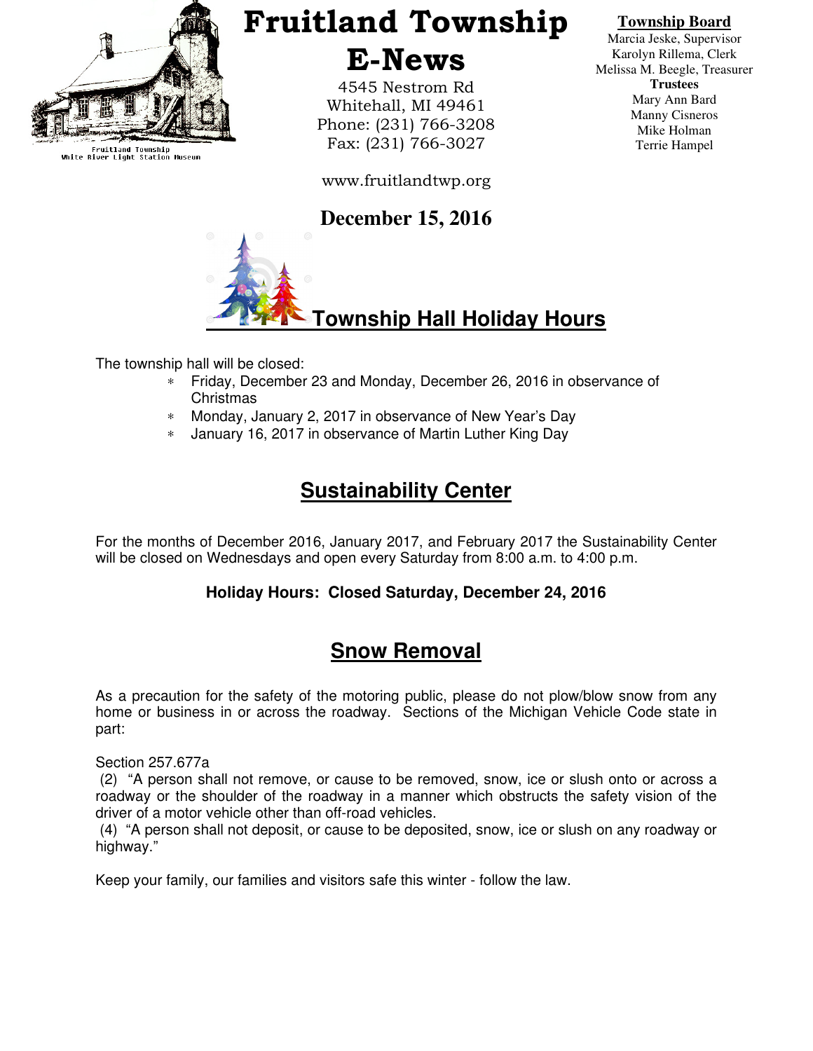Fruitland Township
White River Light Station Museum

# Fruitland Township E-News

4545 Nestrom Rd
Whitehall, MI 49461
Phone: (231) 766-3208
Fax: (231) 766-3027

www.fruitlandtwp.org

**Township Board**
Marcia Jeske, Supervisor
Karolyn Rillema, Clerk
Melissa M. Beegle, Treasurer
**Trustees**
Mary Ann Bard
Manny Cisneros
Mike Holman
Terrie Hampel

**December 15, 2016**

## Township Hall Holiday Hours

The township hall will be closed:

* Friday, December 23 and Monday, December 26, 2016 in observance of Christmas
* Monday, January 2, 2017 in observance of New Year's Day
* January 16, 2017 in observance of Martin Luther King Day

## Sustainability Center

For the months of December 2016, January 2017, and February 2017 the Sustainability Center will be closed on Wednesdays and open every Saturday from 8:00 a.m. to 4:00 p.m.

**Holiday Hours: Closed Saturday, December 24, 2016**

## Snow Removal

As a precaution for the safety of the motoring public, please do not plow/blow snow from any home or business in or across the roadway. Sections of the Michigan Vehicle Code state in part:

Section 257.677a
(2) "A person shall not remove, or cause to be removed, snow, ice or slush onto or across a roadway or the shoulder of the roadway in a manner which obstructs the safety vision of the driver of a motor vehicle other than off-road vehicles.
(4) "A person shall not deposit, or cause to be deposited, snow, ice or slush on any roadway or highway."

Keep your family, our families and visitors safe this winter - follow the law.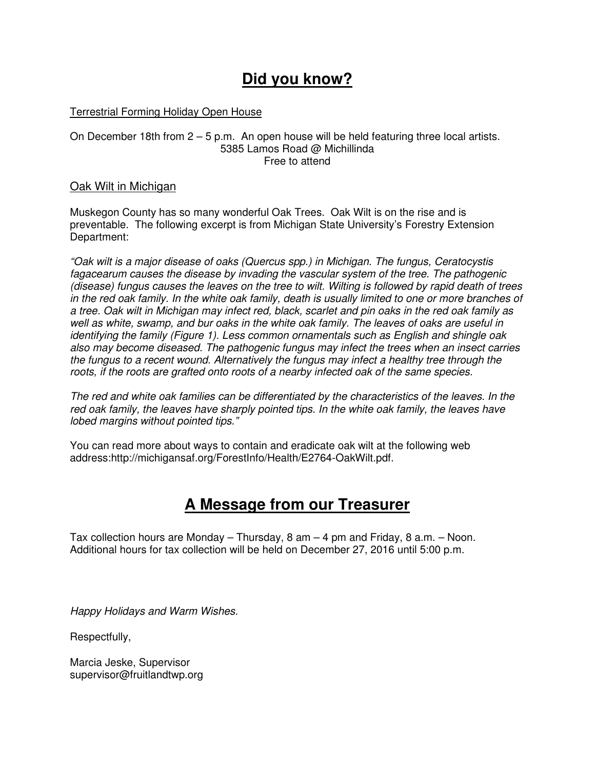# **Did you know?**

Terrestrial Forming Holiday Open House

On December 18th from 2 – 5 p.m. An open house will be held featuring three local artists.
5385 Lamos Road @ Michillinda
Free to attend

Oak Wilt in Michigan

Muskegon County has so many wonderful Oak Trees. Oak Wilt is on the rise and is preventable. The following excerpt is from Michigan State University's Forestry Extension Department:

*"Oak wilt is a major disease of oaks (Quercus spp.) in Michigan. The fungus, Ceratocystis fagacearum causes the disease by invading the vascular system of the tree. The pathogenic (disease) fungus causes the leaves on the tree to wilt. Wilting is followed by rapid death of trees in the red oak family. In the white oak family, death is usually limited to one or more branches of a tree. Oak wilt in Michigan may infect red, black, scarlet and pin oaks in the red oak family as well as white, swamp, and bur oaks in the white oak family. The leaves of oaks are useful in identifying the family (Figure 1). Less common ornamentals such as English and shingle oak also may become diseased. The pathogenic fungus may infect the trees when an insect carries the fungus to a recent wound. Alternatively the fungus may infect a healthy tree through the roots, if the roots are grafted onto roots of a nearby infected oak of the same species.*

*The red and white oak families can be differentiated by the characteristics of the leaves. In the red oak family, the leaves have sharply pointed tips. In the white oak family, the leaves have lobed margins without pointed tips."*

You can read more about ways to contain and eradicate oak wilt at the following web address:http://michigansaf.org/ForestInfo/Health/E2764-OakWilt.pdf.

# **A Message from our Treasurer**

Tax collection hours are Monday – Thursday, 8 am – 4 pm and Friday, 8 a.m. – Noon.
Additional hours for tax collection will be held on December 27, 2016 until 5:00 p.m.

*Happy Holidays and Warm Wishes.*

Respectfully,

Marcia Jeske, Supervisor
supervisor@fruitlandtwp.org